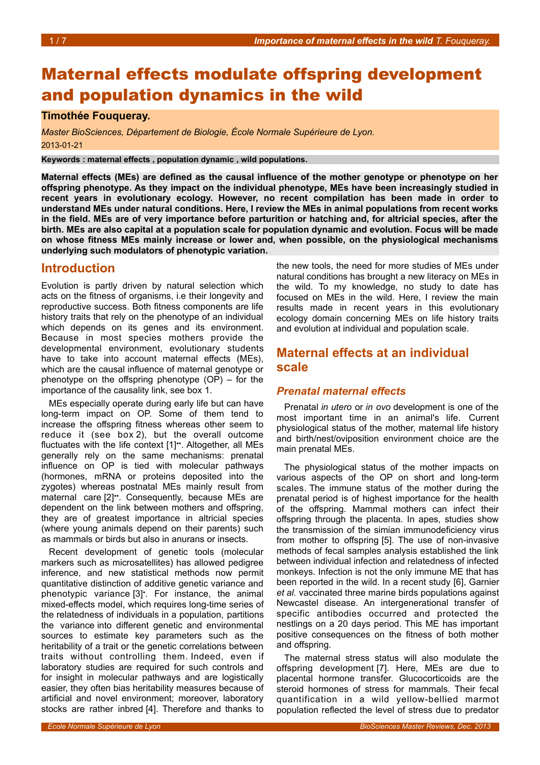# Maternal effects modulate offspring development and population dynamics in the wild

**Timothée Fouqueray.**

*Master BioSciences, Département de Biologie, École Normale Supérieure de Lyon.*

2013-01-21

**Keywords : maternal effects , population dynamic , wild populations.**

**Maternal effects (MEs) are defined as the causal influence of the mother genotype or phenotype on her offspring phenotype. As they impact on the individual phenotype, MEs have been increasingly studied in recent years in evolutionary ecology. However, no recent compilation has been made in order to understand MEs under natural conditions. Here, I review the MEs in animal populations from recent works in the field. MEs are of very importance before parturition or hatching and, for altricial species, after the birth. MEs are also capital at a population scale for population dynamic and evolution. Focus will be made on whose fitness MEs mainly increase or lower and, when possible, on the physiological mechanisms underlying such modulators of phenotypic variation.**

## Introduction

Evolution is partly driven by natural selection which acts on the fitness of organisms, i.e their longevity and reproductive success. Both fitness components are life history traits that rely on the phenotype of an individual which depends on its genes and its environment. Because in most species mothers provide the developmental environment, evolutionary students have to take into account maternal effects (MEs), which are the causal influence of maternal genotype or phenotype on the offspring phenotype (OP) – for the importance of the causality link, see box 1.

MEs especially operate during early life but can have long-term impact on OP. Some of them tend to increase the offspring fitness whereas other seem to reduce it (see box 2), but the overall outcome fluctuates with the life context [1]••. Altogether, all MEs generally rely on the same mechanisms: prenatal influence on OP is tied with molecular pathways (hormones, mRNA or proteins deposited into the zygotes) whereas postnatal MEs mainly result from maternal care [2]••. Consequently, because MEs are dependent on the link between mothers and offspring, they are of greatest importance in altricial species (where young animals depend on their parents) such as mammals or birds but also in anurans or insects.

Recent development of genetic tools (molecular markers such as microsatellites) has allowed pedigree inference, and new statistical methods now permit quantitative distinction of additive genetic variance and phenotypic variance [3]•. For instance, the animal mixed-effects model, which requires long-time series of the relatedness of individuals in a population, partitions the variance into different genetic and environmental sources to estimate key parameters such as the heritability of a trait or the genetic correlations between traits without controlling them. Indeed, even if laboratory studies are required for such controls and for insight in molecular pathways and are logistically easier, they often bias heritability measures because of artificial and novel environment; moreover, laboratory stocks are rather inbred [4]. Therefore and thanks to the new tools, the need for more studies of MEs under natural conditions has brought a new literacy on MEs in the wild. To my knowledge, no study to date has focused on MEs in the wild. Here, I review the main results made in recent years in this evolutionary ecology domain concerning MEs on life history traits and evolution at individual and population scale.

## Maternal effects at an individual scale

### *Prenatal maternal effects*

Prenatal *in utero* or *in ovo* development is one of the most important time in an animal's life. Current physiological status of the mother, maternal life history and birth/nest/oviposition environment choice are the main prenatal MEs.

The physiological status of the mother impacts on various aspects of the OP on short and long-term scales. The immune status of the mother during the prenatal period is of highest importance for the health of the offspring. Mammal mothers can infect their offspring through the placenta. In apes, studies show the transmission of the simian immunodeficiency virus from mother to offspring [5]. The use of non-invasive methods of fecal samples analysis established the link between individual infection and relatedness of infected monkeys. Infection is not the only immune ME that has been reported in the wild. In a recent study [6], Garnier *et al.* vaccinated three marine birds populations against Newcastel disease. An intergenerational transfer of specific antibodies occurred and protected the nestlings on a 20 days period. This ME has important positive consequences on the fitness of both mother and offspring.

The maternal stress status will also modulate the offspring development [7]. Here, MEs are due to placental hormone transfer. Glucocorticoids are the steroid hormones of stress for mammals. Their fecal quantification in a wild yellow-bellied marmot population reflected the level of stress due to predator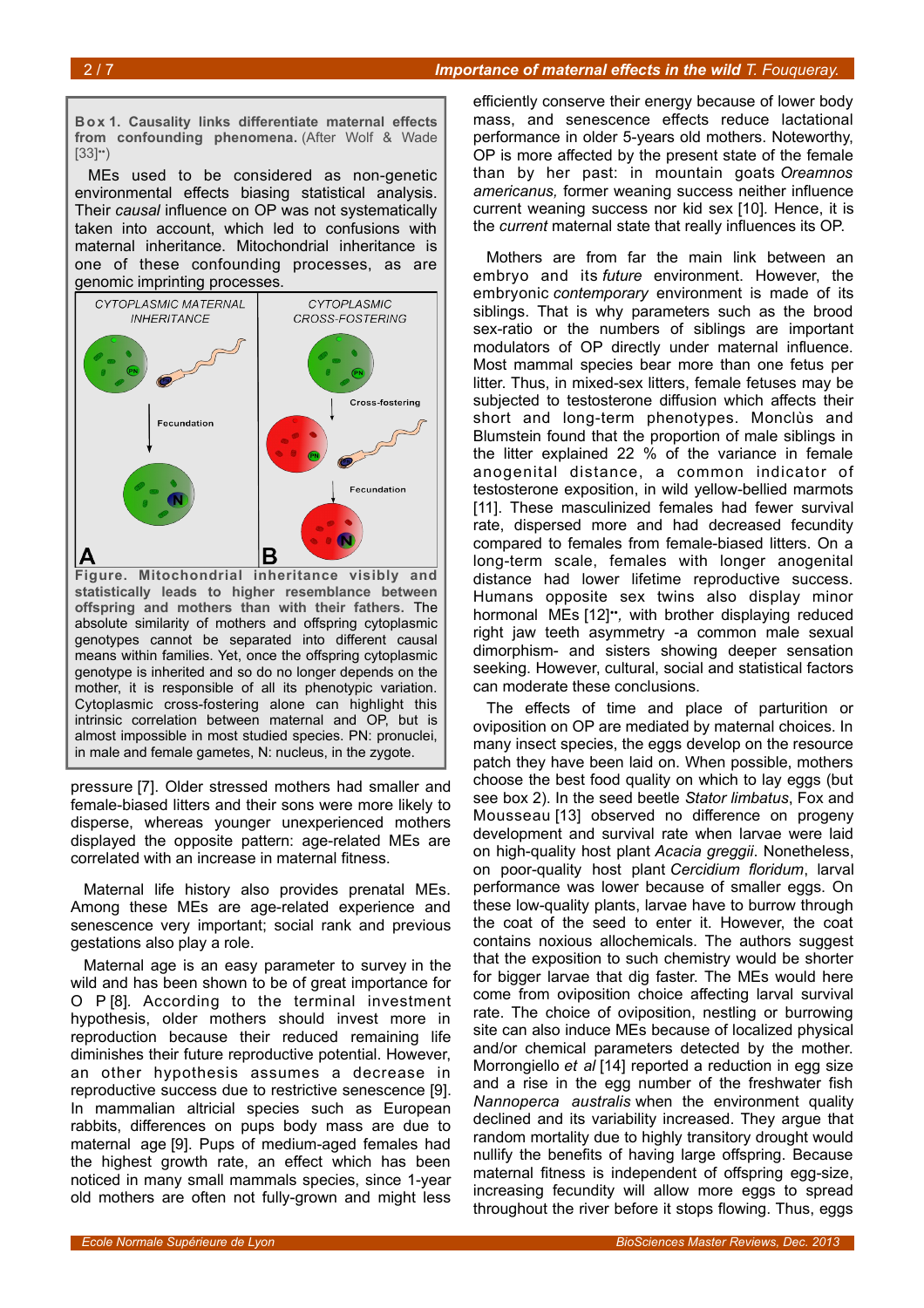**Box 1. Causality links differentiate maternal effects from confounding phenomena.** (After Wolf & Wade [33]••)

MEs used to be considered as non-genetic environmental effects biasing statistical analysis. Their *causal* influence on OP was not systematically taken into account, which led to confusions with maternal inheritance. Mitochondrial inheritance is one of these confounding processes, as are genomic imprinting processes.

CYTOPLASMIC MATERNAL INHERITANCE | CYTOPLASMIC CROSS-FOSTERING

**Figure. Mitochondrial inheritance visibly and statistically leads to higher resemblance between offspring and mothers than with their fathers.** The absolute similarity of mothers and offspring cytoplasmic genotypes cannot be separated into different causal means within families. Yet, once the offspring cytoplasmic genotype is inherited and so do no longer depends on the mother, it is responsible of all its phenotypic variation. Cytoplasmic cross-fostering alone can highlight this intrinsic correlation between maternal and OP, but is almost impossible in most studied species. PN: pronuclei, in male and female gametes, N: nucleus, in the zygote.

pressure [7]. Older stressed mothers had smaller and female-biased litters and their sons were more likely to disperse, whereas younger unexperienced mothers displayed the opposite pattern: age-related MEs are correlated with an increase in maternal fitness.

Maternal life history also provides prenatal MEs. Among these MEs are age-related experience and senescence very important; social rank and previous gestations also play a role.

Maternal age is an easy parameter to survey in the wild and has been shown to be of great importance for O P [8]. According to the terminal investment hypothesis, older mothers should invest more in reproduction because their reduced remaining life diminishes their future reproductive potential. However, an other hypothesis assumes a decrease in reproductive success due to restrictive senescence [9]. In mammalian altricial species such as European rabbits, differences on pups body mass are due to maternal age [9]. Pups of medium-aged females had the highest growth rate, an effect which has been noticed in many small mammals species, since 1-year old mothers are often not fully-grown and might less efficiently conserve their energy because of lower body mass, and senescence effects reduce lactational performance in older 5-years old mothers. Noteworthy, OP is more affected by the present state of the female than by her past: in mountain goats *Oreamnos americanus,* former weaning success neither influence current weaning success nor kid sex [10]. Hence, it is the *current* maternal state that really influences its OP.

Mothers are from far the main link between an embryo and its *future* environment. However, the embryonic *contemporary* environment is made of its siblings. That is why parameters such as the brood sex-ratio or the numbers of siblings are important modulators of OP directly under maternal influence. Most mammal species bear more than one fetus per litter. Thus, in mixed-sex litters, female fetuses may be subjected to testosterone diffusion which affects their short and long-term phenotypes. Monclùs and Blumstein found that the proportion of male siblings in the litter explained 22 % of the variance in female anogenital distance, a common indicator of testosterone exposition, in wild yellow-bellied marmots [11]. These masculinized females had fewer survival rate, dispersed more and had decreased fecundity compared to females from female-biased litters. On a long-term scale, females with longer anogenital distance had lower lifetime reproductive success. Humans opposite sex twins also display minor hormonal MEs [12]••, with brother displaying reduced right jaw teeth asymmetry -a common male sexual dimorphism- and sisters showing deeper sensation seeking. However, cultural, social and statistical factors can moderate these conclusions.

The effects of time and place of parturition or oviposition on OP are mediated by maternal choices. In many insect species, the eggs develop on the resource patch they have been laid on. When possible, mothers choose the best food quality on which to lay eggs (but see box 2). In the seed beetle *Stator limbatus*, Fox and Mousseau [13] observed no difference on progeny development and survival rate when larvae were laid on high-quality host plant *Acacia greggii*. Nonetheless, on poor-quality host plant *Cercidium floridum*, larval performance was lower because of smaller eggs. On these low-quality plants, larvae have to burrow through the coat of the seed to enter it. However, the coat contains noxious allochemicals. The authors suggest that the exposition to such chemistry would be shorter for bigger larvae that dig faster. The MEs would here come from oviposition choice affecting larval survival rate. The choice of oviposition, nestling or burrowing site can also induce MEs because of localized physical and/or chemical parameters detected by the mother. Morrongiello *et al* [14] reported a reduction in egg size and a rise in the egg number of the freshwater fish *Nannoperca australis* when the environment quality declined and its variability increased. They argue that random mortality due to highly transitory drought would nullify the benefits of having large offspring. Because maternal fitness is independent of offspring egg-size, increasing fecundity will allow more eggs to spread throughout the river before it stops flowing. Thus, eggs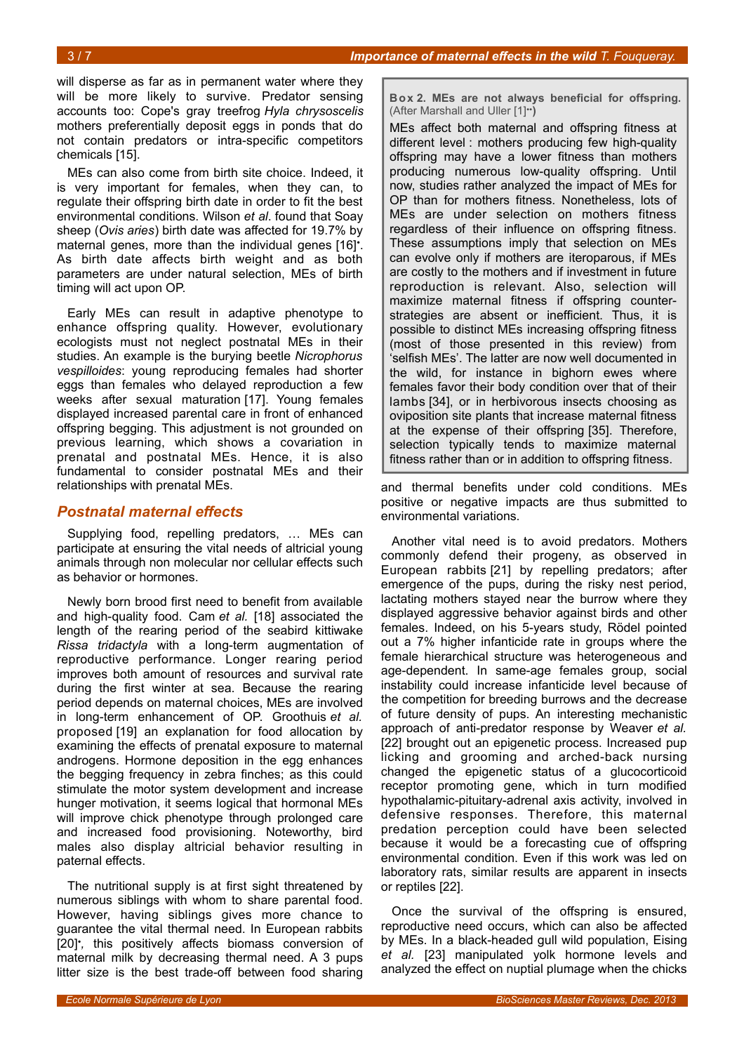will disperse as far as in permanent water where they will be more likely to survive. Predator sensing accounts too: Cope's gray treefrog *Hyla chrysoscelis* mothers preferentially deposit eggs in ponds that do not contain predators or intra-specific competitors chemicals [15].

MEs can also come from birth site choice. Indeed, it is very important for females, when they can, to regulate their offspring birth date in order to fit the best environmental conditions. Wilson *et al*. found that Soay sheep (*Ovis aries*) birth date was affected for 19.7% by maternal genes, more than the individual genes [16]•. As birth date affects birth weight and as both parameters are under natural selection, MEs of birth timing will act upon OP.

Early MEs can result in adaptive phenotype to enhance offspring quality. However, evolutionary ecologists must not neglect postnatal MEs in their studies. An example is the burying beetle *Nicrophorus vespilloides*: young reproducing females had shorter eggs than females who delayed reproduction a few weeks after sexual maturation [17]. Young females displayed increased parental care in front of enhanced offspring begging. This adjustment is not grounded on previous learning, which shows a covariation in prenatal and postnatal MEs. Hence, it is also fundamental to consider postnatal MEs and their relationships with prenatal MEs.

> **Box 2. MEs are not always beneficial for offspring.** (After Marshall and Uller [1]••)
>
> MEs affect both maternal and offspring fitness at different level : mothers producing few high-quality offspring may have a lower fitness than mothers producing numerous low-quality offspring. Until now, studies rather analyzed the impact of MEs for OP than for mothers fitness. Nonetheless, lots of MEs are under selection on mothers fitness regardless of their influence on offspring fitness. These assumptions imply that selection on MEs can evolve only if mothers are iteroparous, if MEs are costly to the mothers and if investment in future reproduction is relevant. Also, selection will maximize maternal fitness if offspring counter-strategies are absent or inefficient. Thus, it is possible to distinct MEs increasing offspring fitness (most of those presented in this review) from 'selfish MEs'. The latter are now well documented in the wild, for instance in bighorn ewes where females favor their body condition over that of their lambs [34], or in herbivorous insects choosing as oviposition site plants that increase maternal fitness at the expense of their offspring [35]. Therefore, selection typically tends to maximize maternal fitness rather than or in addition to offspring fitness.

## Postnatal maternal effects

Supplying food, repelling predators, … MEs can participate at ensuring the vital needs of altricial young animals through non molecular nor cellular effects such as behavior or hormones.

Newly born brood first need to benefit from available and high-quality food. Cam *et al.* [18] associated the length of the rearing period of the seabird kittiwake *Rissa tridactyla* with a long-term augmentation of reproductive performance. Longer rearing period improves both amount of resources and survival rate during the first winter at sea. Because the rearing period depends on maternal choices, MEs are involved in long-term enhancement of OP. Groothuis *et al.* proposed [19] an explanation for food allocation by examining the effects of prenatal exposure to maternal androgens. Hormone deposition in the egg enhances the begging frequency in zebra finches; as this could stimulate the motor system development and increase hunger motivation, it seems logical that hormonal MEs will improve chick phenotype through prolonged care and increased food provisioning. Noteworthy, bird males also display altricial behavior resulting in paternal effects.

The nutritional supply is at first sight threatened by numerous siblings with whom to share parental food. However, having siblings gives more chance to guarantee the vital thermal need. In European rabbits [20]•, this positively affects biomass conversion of maternal milk by decreasing thermal need. A 3 pups litter size is the best trade-off between food sharing and thermal benefits under cold conditions. MEs positive or negative impacts are thus submitted to environmental variations.

Another vital need is to avoid predators. Mothers commonly defend their progeny, as observed in European rabbits [21] by repelling predators; after emergence of the pups, during the risky nest period, lactating mothers stayed near the burrow where they displayed aggressive behavior against birds and other females. Indeed, on his 5-years study, Rödel pointed out a 7% higher infanticide rate in groups where the female hierarchical structure was heterogeneous and age-dependent. In same-age females group, social instability could increase infanticide level because of the competition for breeding burrows and the decrease of future density of pups. An interesting mechanistic approach of anti-predator response by Weaver *et al.* [22] brought out an epigenetic process. Increased pup licking and grooming and arched-back nursing changed the epigenetic status of a glucocorticoid receptor promoting gene, which in turn modified hypothalamic-pituitary-adrenal axis activity, involved in defensive responses. Therefore, this maternal predation perception could have been selected because it would be a forecasting cue of offspring environmental condition. Even if this work was led on laboratory rats, similar results are apparent in insects or reptiles [22].

Once the survival of the offspring is ensured, reproductive need occurs, which can also be affected by MEs. In a black-headed gull wild population, Eising *et al.* [23] manipulated yolk hormone levels and analyzed the effect on nuptial plumage when the chicks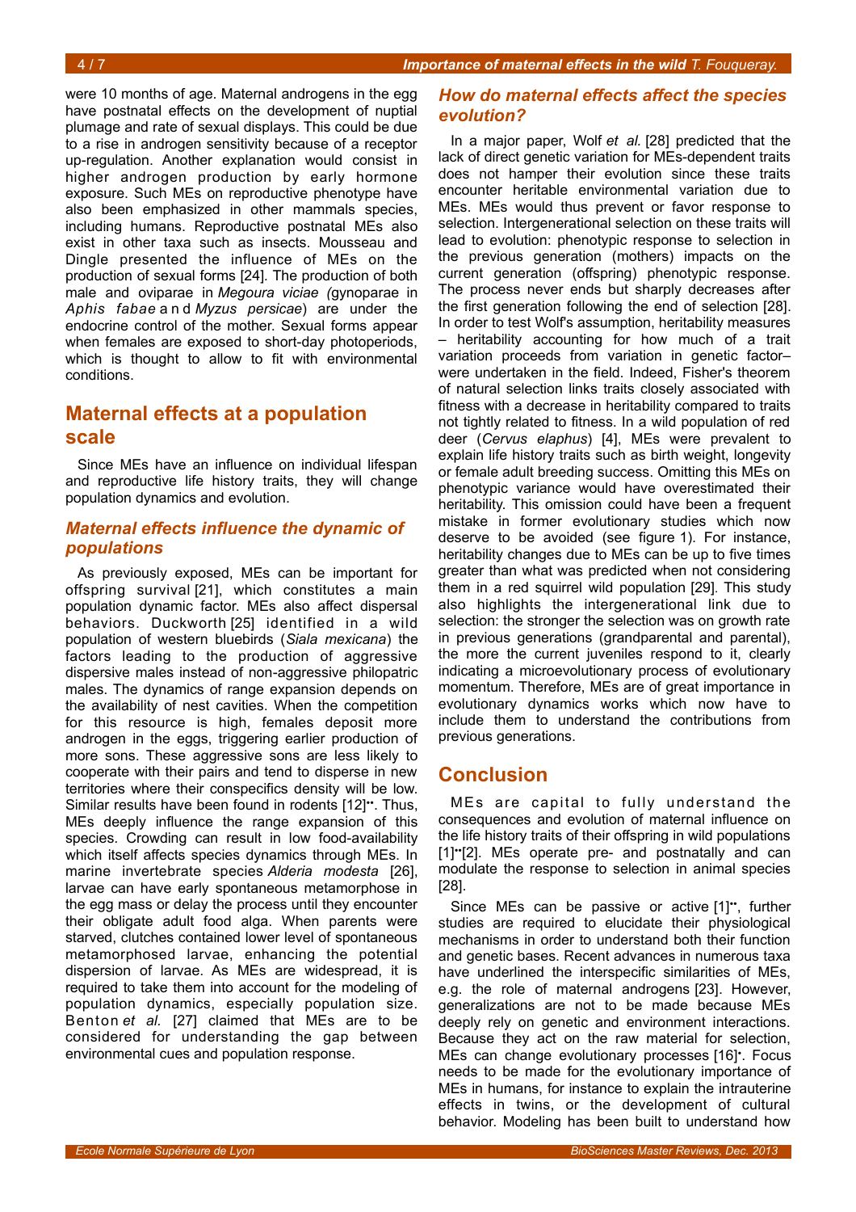were 10 months of age. Maternal androgens in the egg have postnatal effects on the development of nuptial plumage and rate of sexual displays. This could be due to a rise in androgen sensitivity because of a receptor up-regulation. Another explanation would consist in higher androgen production by early hormone exposure. Such MEs on reproductive phenotype have also been emphasized in other mammals species, including humans. Reproductive postnatal MEs also exist in other taxa such as insects. Mousseau and Dingle presented the influence of MEs on the production of sexual forms [24]. The production of both male and oviparae in *Megoura viciae (*gynoparae in *Aphis fabae* and *Myzus persicae*) are under the endocrine control of the mother. Sexual forms appear when females are exposed to short-day photoperiods, which is thought to allow to fit with environmental conditions.

## Maternal effects at a population scale

Since MEs have an influence on individual lifespan and reproductive life history traits, they will change population dynamics and evolution.

### *Maternal effects influence the dynamic of populations*

As previously exposed, MEs can be important for offspring survival [21], which constitutes a main population dynamic factor. MEs also affect dispersal behaviors. Duckworth [25] identified in a wild population of western bluebirds (*Siala mexicana*) the factors leading to the production of aggressive dispersive males instead of non-aggressive philopatric males. The dynamics of range expansion depends on the availability of nest cavities. When the competition for this resource is high, females deposit more androgen in the eggs, triggering earlier production of more sons. These aggressive sons are less likely to cooperate with their pairs and tend to disperse in new territories where their conspecifics density will be low. Similar results have been found in rodents [12]••. Thus, MEs deeply influence the range expansion of this species. Crowding can result in low food-availability which itself affects species dynamics through MEs. In marine invertebrate species *Alderia modesta* [26], larvae can have early spontaneous metamorphose in the egg mass or delay the process until they encounter their obligate adult food alga. When parents were starved, clutches contained lower level of spontaneous metamorphosed larvae, enhancing the potential dispersion of larvae. As MEs are widespread, it is required to take them into account for the modeling of population dynamics, especially population size. Benton *et al.* [27] claimed that MEs are to be considered for understanding the gap between environmental cues and population response.

### *How do maternal effects affect the species evolution?*

In a major paper, Wolf *et al.* [28] predicted that the lack of direct genetic variation for MEs-dependent traits does not hamper their evolution since these traits encounter heritable environmental variation due to MEs. MEs would thus prevent or favor response to selection. Intergenerational selection on these traits will lead to evolution: phenotypic response to selection in the previous generation (mothers) impacts on the current generation (offspring) phenotypic response. The process never ends but sharply decreases after the first generation following the end of selection [28]. In order to test Wolf's assumption, heritability measures – heritability accounting for how much of a trait variation proceeds from variation in genetic factor– were undertaken in the field. Indeed, Fisher's theorem of natural selection links traits closely associated with fitness with a decrease in heritability compared to traits not tightly related to fitness. In a wild population of red deer (*Cervus elaphus*) [4], MEs were prevalent to explain life history traits such as birth weight, longevity or female adult breeding success. Omitting this MEs on phenotypic variance would have overestimated their heritability. This omission could have been a frequent mistake in former evolutionary studies which now deserve to be avoided (see figure 1). For instance, heritability changes due to MEs can be up to five times greater than what was predicted when not considering them in a red squirrel wild population [29]. This study also highlights the intergenerational link due to selection: the stronger the selection was on growth rate in previous generations (grandparental and parental), the more the current juveniles respond to it, clearly indicating a microevolutionary process of evolutionary momentum. Therefore, MEs are of great importance in evolutionary dynamics works which now have to include them to understand the contributions from previous generations.

## Conclusion

MEs are capital to fully understand the consequences and evolution of maternal influence on the life history traits of their offspring in wild populations [1]••[2]. MEs operate pre- and postnatally and can modulate the response to selection in animal species [28].

Since MEs can be passive or active [1]••, further studies are required to elucidate their physiological mechanisms in order to understand both their function and genetic bases. Recent advances in numerous taxa have underlined the interspecific similarities of MEs, e.g. the role of maternal androgens [23]. However, generalizations are not to be made because MEs deeply rely on genetic and environment interactions. Because they act on the raw material for selection, MEs can change evolutionary processes [16]•. Focus needs to be made for the evolutionary importance of MEs in humans, for instance to explain the intrauterine effects in twins, or the development of cultural behavior. Modeling has been built to understand how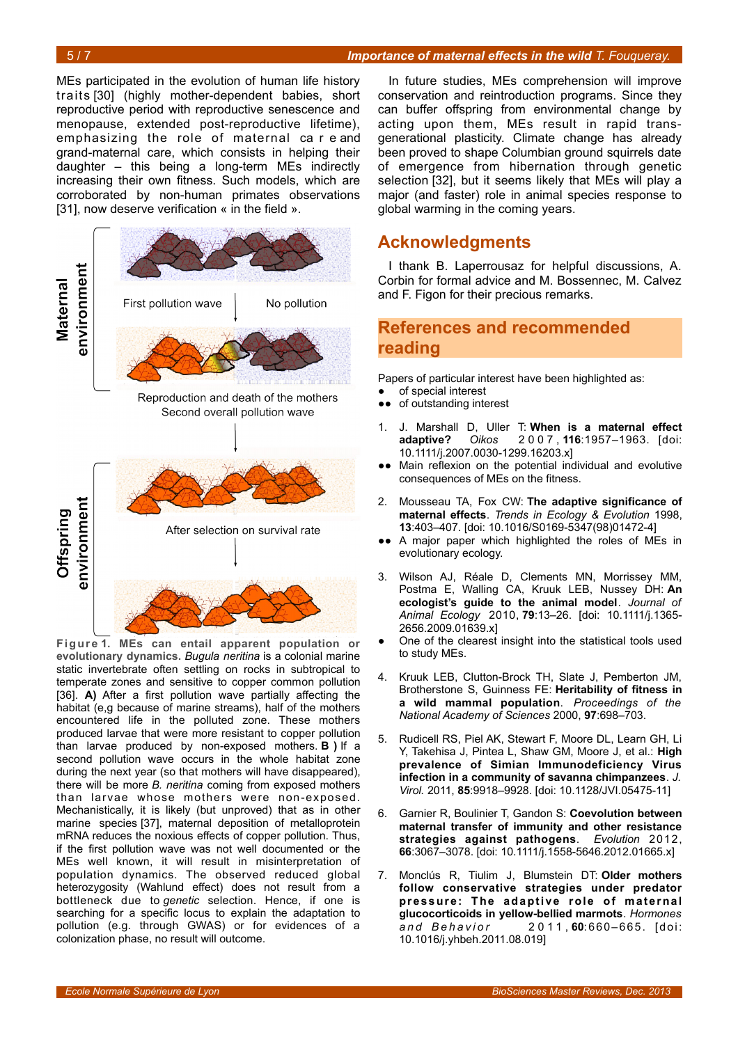MEs participated in the evolution of human life history traits [30] (highly mother-dependent babies, short reproductive period with reproductive senescence and menopause, extended post-reproductive lifetime), emphasizing the role of maternal care and grand-maternal care, which consists in helping their daughter – this being a long-term MEs indirectly increasing their own fitness. Such models, which are corroborated by non-human primates observations [31], now deserve verification « in the field ».

Maternal environment

First pollution wave | No pollution

Reproduction and death of the mothers
Second overall pollution wave

Offspring environment

After selection on survival rate

**Figure 1. MEs can entail apparent population or evolutionary dynamics.** *Bugula neritina* is a colonial marine static invertebrate often settling on rocks in subtropical to temperate zones and sensitive to copper common pollution [36]. **A)** After a first pollution wave partially affecting the habitat (e,g because of marine streams), half of the mothers encountered life in the polluted zone. These mothers produced larvae that were more resistant to copper pollution than larvae produced by non-exposed mothers. **B )** If a second pollution wave occurs in the whole habitat zone during the next year (so that mothers will have disappeared), there will be more *B. neritina* coming from exposed mothers than larvae whose mothers were non-exposed. Mechanistically, it is likely (but unproved) that as in other marine species [37], maternal deposition of metalloprotein mRNA reduces the noxious effects of copper pollution. Thus, if the first pollution wave was not well documented or the MEs well known, it will result in misinterpretation of population dynamics. The observed reduced global heterozygosity (Wahlund effect) does not result from a bottleneck due to *genetic* selection. Hence, if one is searching for a specific locus to explain the adaptation to pollution (e.g. through GWAS) or for evidences of a colonization phase, no result will outcome.

In future studies, MEs comprehension will improve conservation and reintroduction programs. Since they can buffer offspring from environmental change by acting upon them, MEs result in rapid trans-generational plasticity. Climate change has already been proved to shape Columbian ground squirrels date of emergence from hibernation through genetic selection [32], but it seems likely that MEs will play a major (and faster) role in animal species response to global warming in the coming years.

## Acknowledgments

I thank B. Laperrousaz for helpful discussions, A. Corbin for formal advice and M. Bossennec, M. Calvez and F. Figon for their precious remarks.

## References and recommended reading

Papers of particular interest have been highlighted as:
- ● of special interest
- ●● of outstanding interest

1. J. Marshall D, Uller T: **When is a maternal effect adaptive?** *Oikos* 2007, **116**:1957–1963. [doi: 10.1111/j.2007.0030-1299.16203.x]
   ●● Main reflexion on the potential individual and evolutive consequences of MEs on the fitness.

2. Mousseau TA, Fox CW: **The adaptive significance of maternal effects**. *Trends in Ecology & Evolution* 1998, **13**:403–407. [doi: 10.1016/S0169-5347(98)01472-4]
   ●● A major paper which highlighted the roles of MEs in evolutionary ecology.

3. Wilson AJ, Réale D, Clements MN, Morrissey MM, Postma E, Walling CA, Kruuk LEB, Nussey DH: **An ecologist's guide to the animal model**. *Journal of Animal Ecology* 2010, **79**:13–26. [doi: 10.1111/j.1365-2656.2009.01639.x]
   ● One of the clearest insight into the statistical tools used to study MEs.

4. Kruuk LEB, Clutton-Brock TH, Slate J, Pemberton JM, Brotherstone S, Guinness FE: **Heritability of fitness in a wild mammal population**. *Proceedings of the National Academy of Sciences* 2000, **97**:698–703.

5. Rudicell RS, Piel AK, Stewart F, Moore DL, Learn GH, Li Y, Takehisa J, Pintea L, Shaw GM, Moore J, et al.: **High prevalence of Simian Immunodeficiency Virus infection in a community of savanna chimpanzees**. *J. Virol.* 2011, **85**:9918–9928. [doi: 10.1128/JVI.05475-11]

6. Garnier R, Boulinier T, Gandon S: **Coevolution between maternal transfer of immunity and other resistance strategies against pathogens**. *Evolution* 2012, **66**:3067–3078. [doi: 10.1111/j.1558-5646.2012.01665.x]

7. Monclús R, Tiulim J, Blumstein DT: **Older mothers follow conservative strategies under predator pressure: The adaptive role of maternal glucocorticoids in yellow-bellied marmots**. *Hormones and Behavior* 2011, **60**:660–665. [doi: 10.1016/j.yhbeh.2011.08.019]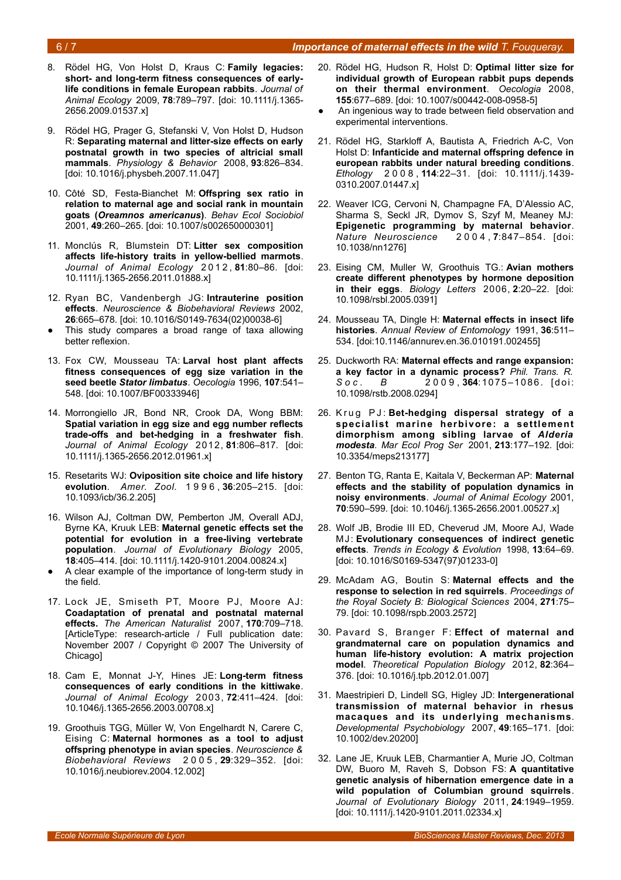8. Rödel HG, Von Holst D, Kraus C: **Family legacies: short- and long-term fitness consequences of early-life conditions in female European rabbits**. *Journal of Animal Ecology* 2009, **78**:789–797. [doi: 10.1111/j.1365-2656.2009.01537.x]

9. Rödel HG, Prager G, Stefanski V, Von Holst D, Hudson R: **Separating maternal and litter-size effects on early postnatal growth in two species of altricial small mammals**. *Physiology & Behavior* 2008, **93**:826–834. [doi: 10.1016/j.physbeh.2007.11.047]

10. Côté SD, Festa-Bianchet M: **Offspring sex ratio in relation to maternal age and social rank in mountain goats (*Oreamnos americanus*)**. *Behav Ecol Sociobiol* 2001, **49**:260–265. [doi: 10.1007/s002650000301]

11. Monclús R, Blumstein DT: **Litter sex composition affects life-history traits in yellow-bellied marmots**. *Journal of Animal Ecology* 2012, **81**:80–86. [doi: 10.1111/j.1365-2656.2011.01888.x]

12. Ryan BC, Vandenbergh JG: **Intrauterine position effects**. *Neuroscience & Biobehavioral Reviews* 2002, **26**:665–678. [doi: 10.1016/S0149-7634(02)00038-6]
    - This study compares a broad range of taxa allowing better reflexion.

13. Fox CW, Mousseau TA: **Larval host plant affects fitness consequences of egg size variation in the seed beetle *Stator limbatus***. *Oecologia* 1996, **107**:541–548. [doi: 10.1007/BF00333946]

14. Morrongiello JR, Bond NR, Crook DA, Wong BBM: **Spatial variation in egg size and egg number reflects trade-offs and bet-hedging in a freshwater fish**. *Journal of Animal Ecology* 2012, **81**:806–817. [doi: 10.1111/j.1365-2656.2012.01961.x]

15. Resetarits WJ: **Oviposition site choice and life history evolution**. *Amer. Zool.* 1996, **36**:205–215. [doi: 10.1093/icb/36.2.205]

16. Wilson AJ, Coltman DW, Pemberton JM, Overall ADJ, Byrne KA, Kruuk LEB: **Maternal genetic effects set the potential for evolution in a free-living vertebrate population**. *Journal of Evolutionary Biology* 2005, **18**:405–414. [doi: 10.1111/j.1420-9101.2004.00824.x]
    - A clear example of the importance of long-term study in the field.

17. Lock JE, Smiseth PT, Moore PJ, Moore AJ: **Coadaptation of prenatal and postnatal maternal effects.** *The American Naturalist* 2007, **170**:709–718. [ArticleType: research-article / Full publication date: November 2007 / Copyright © 2007 The University of Chicago]

18. Cam E, Monnat J-Y, Hines JE: **Long-term fitness consequences of early conditions in the kittiwake**. *Journal of Animal Ecology* 2003, **72**:411–424. [doi: 10.1046/j.1365-2656.2003.00708.x]

19. Groothuis TGG, Müller W, Von Engelhardt N, Carere C, Eising C: **Maternal hormones as a tool to adjust offspring phenotype in avian species**. *Neuroscience & Biobehavioral Reviews* 2005, **29**:329–352. [doi: 10.1016/j.neubiorev.2004.12.002]

20. Rödel HG, Hudson R, Holst D: **Optimal litter size for individual growth of European rabbit pups depends on their thermal environment**. *Oecologia* 2008, **155**:677–689. [doi: 10.1007/s00442-008-0958-5]
    - An ingenious way to trade between field observation and experimental interventions.

21. Rödel HG, Starkloff A, Bautista A, Friedrich A-C, Von Holst D: **Infanticide and maternal offspring defence in european rabbits under natural breeding conditions**. *Ethology* 2008, **114**:22–31. [doi: 10.1111/j.1439-0310.2007.01447.x]

22. Weaver ICG, Cervoni N, Champagne FA, D'Alessio AC, Sharma S, Seckl JR, Dymov S, Szyf M, Meaney MJ: **Epigenetic programming by maternal behavior**. *Nature Neuroscience* 2004, **7**:847–854. [doi: 10.1038/nn1276]

23. Eising CM, Muller W, Groothuis TG.: **Avian mothers create different phenotypes by hormone deposition in their eggs**. *Biology Letters* 2006, **2**:20–22. [doi: 10.1098/rsbl.2005.0391]

24. Mousseau TA, Dingle H: **Maternal effects in insect life histories**. *Annual Review of Entomology* 1991, **36**:511–534. [doi:10.1146/annurev.en.36.010191.002455]

25. Duckworth RA: **Maternal effects and range expansion: a key factor in a dynamic process?** *Phil. Trans. R. Soc. B* 2009, **364**:1075–1086. [doi: 10.1098/rstb.2008.0294]

26. Krug PJ: **Bet-hedging dispersal strategy of a specialist marine herbivore: a settlement dimorphism among sibling larvae of *Alderia modesta***. *Mar Ecol Prog Ser* 2001, **213**:177–192. [doi: 10.3354/meps213177]

27. Benton TG, Ranta E, Kaitala V, Beckerman AP: **Maternal effects and the stability of population dynamics in noisy environments**. *Journal of Animal Ecology* 2001, **70**:590–599. [doi: 10.1046/j.1365-2656.2001.00527.x]

28. Wolf JB, Brodie III ED, Cheverud JM, Moore AJ, Wade MJ: **Evolutionary consequences of indirect genetic effects**. *Trends in Ecology & Evolution* 1998, **13**:64–69. [doi: 10.1016/S0169-5347(97)01233-0]

29. McAdam AG, Boutin S: **Maternal effects and the response to selection in red squirrels**. *Proceedings of the Royal Society B: Biological Sciences* 2004, **271**:75–79. [doi: 10.1098/rspb.2003.2572]

30. Pavard S, Branger F: **Effect of maternal and grandmaternal care on population dynamics and human life-history evolution: A matrix projection model**. *Theoretical Population Biology* 2012, **82**:364–376. [doi: 10.1016/j.tpb.2012.01.007]

31. Maestripieri D, Lindell SG, Higley JD: **Intergenerational transmission of maternal behavior in rhesus macaques and its underlying mechanisms**. *Developmental Psychobiology* 2007, **49**:165–171. [doi: 10.1002/dev.20200]

32. Lane JE, Kruuk LEB, Charmantier A, Murie JO, Coltman DW, Buoro M, Raveh S, Dobson FS: **A quantitative genetic analysis of hibernation emergence date in a wild population of Columbian ground squirrels**. *Journal of Evolutionary Biology* 2011, **24**:1949–1959. [doi: 10.1111/j.1420-9101.2011.02334.x]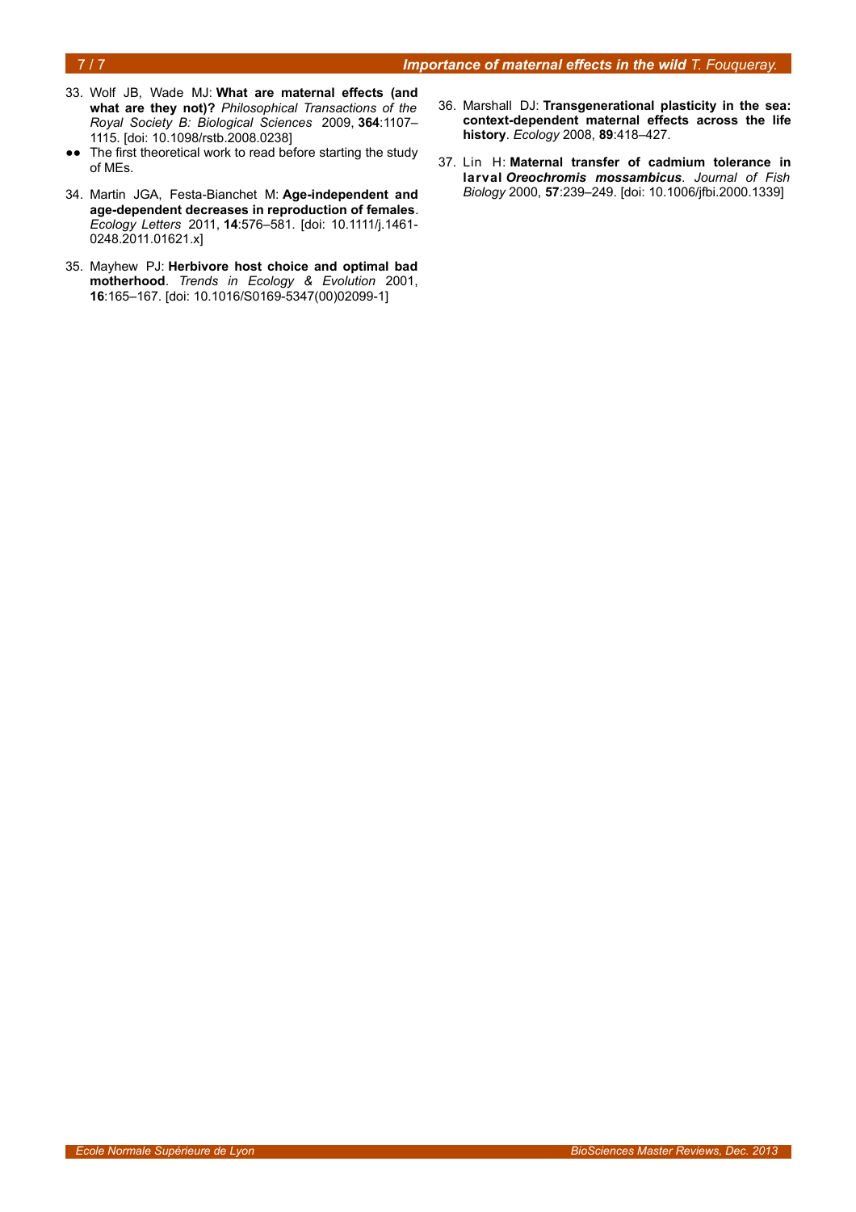33. Wolf JB, Wade MJ: **What are maternal effects (and what are they not)?** *Philosophical Transactions of the Royal Society B: Biological Sciences* 2009, **364**:1107–1115. [doi: 10.1098/rstb.2008.0238]

●● The first theoretical work to read before starting the study of MEs.

34. Martin JGA, Festa-Bianchet M: **Age-independent and age-dependent decreases in reproduction of females**. *Ecology Letters* 2011, **14**:576–581. [doi: 10.1111/j.1461-0248.2011.01621.x]

35. Mayhew PJ: **Herbivore host choice and optimal bad motherhood**. *Trends in Ecology & Evolution* 2001, **16**:165–167. [doi: 10.1016/S0169-5347(00)02099-1]

36. Marshall DJ: **Transgenerational plasticity in the sea: context-dependent maternal effects across the life history**. *Ecology* 2008, **89**:418–427.

37. Lin H: **Maternal transfer of cadmium tolerance in larval *Oreochromis mossambicus***. *Journal of Fish Biology* 2000, **57**:239–249. [doi: 10.1006/jfbi.2000.1339]